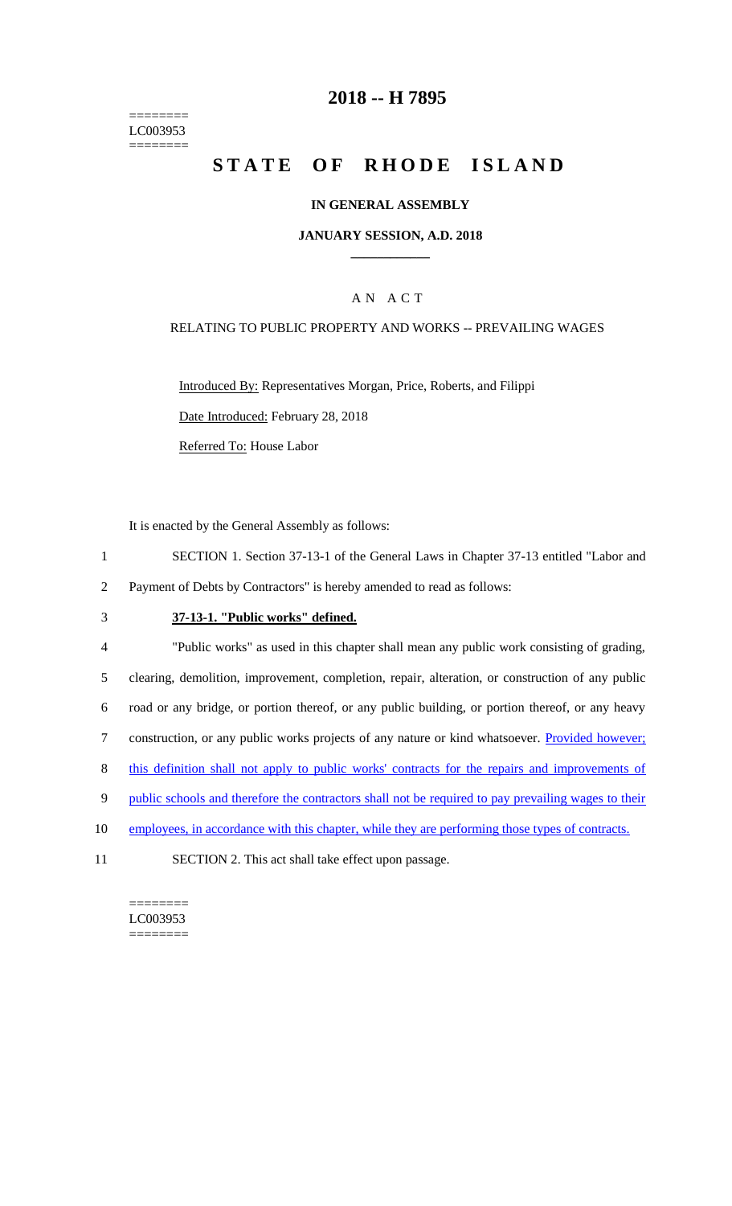========
LC003953
========

# 2018 -- H 7895

# STATE OF RHODE ISLAND

## IN GENERAL ASSEMBLY

## JANUARY SESSION, A.D. 2018

### A N A C T

RELATING TO PUBLIC PROPERTY AND WORKS -- PREVAILING WAGES

Introduced By: Representatives Morgan, Price, Roberts, and Filippi

Date Introduced: February 28, 2018

Referred To: House Labor

It is enacted by the General Assembly as follows:

1 SECTION 1. Section 37-13-1 of the General Laws in Chapter 37-13 entitled "Labor and
2 Payment of Debts by Contractors" is hereby amended to read as follows:

3 **37-13-1. "Public works" defined.**

4 "Public works" as used in this chapter shall mean any public work consisting of grading,
5 clearing, demolition, improvement, completion, repair, alteration, or construction of any public
6 road or any bridge, or portion thereof, or any public building, or portion thereof, or any heavy
7 construction, or any public works projects of any nature or kind whatsoever. Provided however;
8 this definition shall not apply to public works' contracts for the repairs and improvements of
9 public schools and therefore the contractors shall not be required to pay prevailing wages to their
10 employees, in accordance with this chapter, while they are performing those types of contracts.

11 SECTION 2. This act shall take effect upon passage.

========
LC003953
========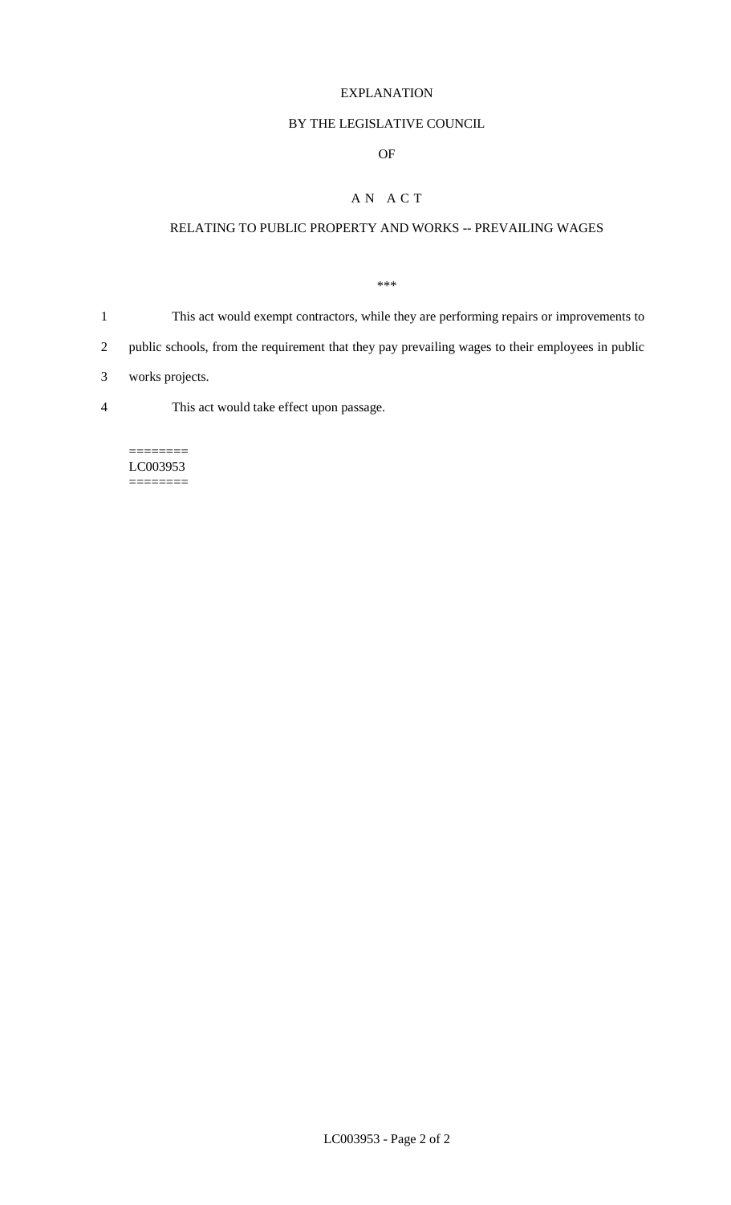EXPLANATION

BY THE LEGISLATIVE COUNCIL

OF

# A N A C T

## RELATING TO PUBLIC PROPERTY AND WORKS -- PREVAILING WAGES

\*\*\*

1 This act would exempt contractors, while they are performing repairs or improvements to
2 public schools, from the requirement that they pay prevailing wages to their employees in public
3 works projects.
4 This act would take effect upon passage.

========
LC003953
========